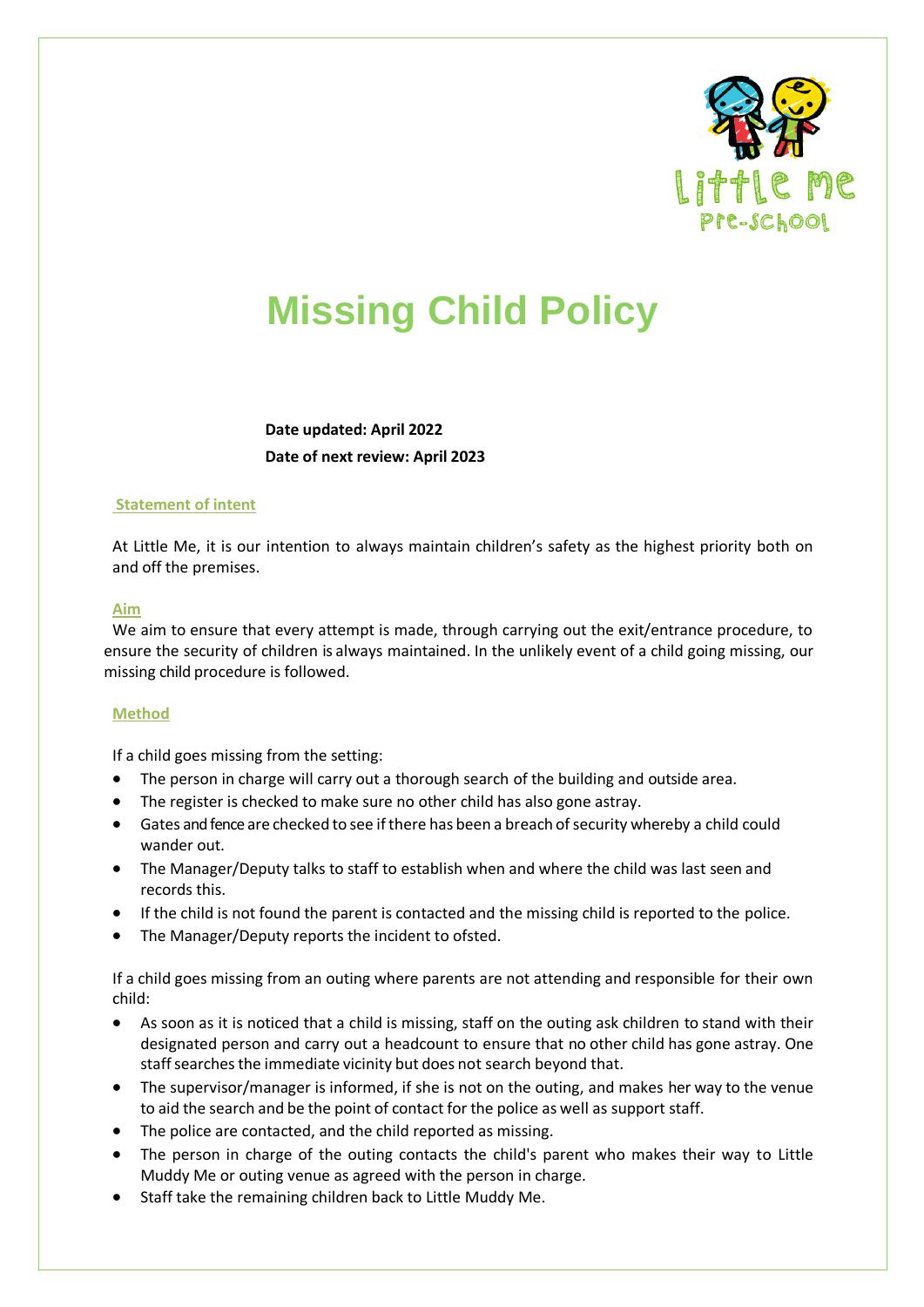# Missing Child Policy

**Date updated: April 2022**

**Date of next review: April 2023**

## Statement of intent

At Little Me, it is our intention to always maintain children's safety as the highest priority both on and off the premises.

## Aim

We aim to ensure that every attempt is made, through carrying out the exit/entrance procedure, to ensure the security of children is always maintained. In the unlikely event of a child going missing, our missing child procedure is followed.

## Method

If a child goes missing from the setting:

- The person in charge will carry out a thorough search of the building and outside area.
- The register is checked to make sure no other child has also gone astray.
- Gates and fence are checked to see if there has been a breach of security whereby a child could wander out.
- The Manager/Deputy talks to staff to establish when and where the child was last seen and records this.
- If the child is not found the parent is contacted and the missing child is reported to the police.
- The Manager/Deputy reports the incident to ofsted.

If a child goes missing from an outing where parents are not attending and responsible for their own child:

- As soon as it is noticed that a child is missing, staff on the outing ask children to stand with their designated person and carry out a headcount to ensure that no other child has gone astray. One staff searches the immediate vicinity but does not search beyond that.
- The supervisor/manager is informed, if she is not on the outing, and makes her way to the venue to aid the search and be the point of contact for the police as well as support staff.
- The police are contacted, and the child reported as missing.
- The person in charge of the outing contacts the child's parent who makes their way to Little Muddy Me or outing venue as agreed with the person in charge.
- Staff take the remaining children back to Little Muddy Me.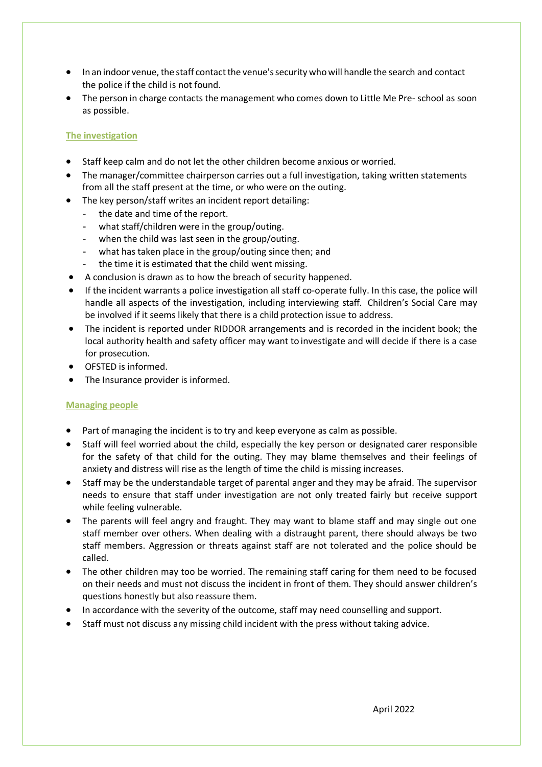- In an indoor venue, the staff contact the venue's security who will handle the search and contact the police if the child is not found.
- The person in charge contacts the management who comes down to Little Me Pre- school as soon as possible.

## The investigation

- Staff keep calm and do not let the other children become anxious or worried.
- The manager/committee chairperson carries out a full investigation, taking written statements from all the staff present at the time, or who were on the outing.
- The key person/staff writes an incident report detailing:
  - the date and time of the report.
  - what staff/children were in the group/outing.
  - when the child was last seen in the group/outing.
  - what has taken place in the group/outing since then; and
  - the time it is estimated that the child went missing.
- A conclusion is drawn as to how the breach of security happened.
- If the incident warrants a police investigation all staff co-operate fully. In this case, the police will handle all aspects of the investigation, including interviewing staff. Children's Social Care may be involved if it seems likely that there is a child protection issue to address.
- The incident is reported under RIDDOR arrangements and is recorded in the incident book; the local authority health and safety officer may want to investigate and will decide if there is a case for prosecution.
- OFSTED is informed.
- The Insurance provider is informed.

## Managing people

- Part of managing the incident is to try and keep everyone as calm as possible.
- Staff will feel worried about the child, especially the key person or designated carer responsible for the safety of that child for the outing. They may blame themselves and their feelings of anxiety and distress will rise as the length of time the child is missing increases.
- Staff may be the understandable target of parental anger and they may be afraid. The supervisor needs to ensure that staff under investigation are not only treated fairly but receive support while feeling vulnerable.
- The parents will feel angry and fraught. They may want to blame staff and may single out one staff member over others. When dealing with a distraught parent, there should always be two staff members. Aggression or threats against staff are not tolerated and the police should be called.
- The other children may too be worried. The remaining staff caring for them need to be focused on their needs and must not discuss the incident in front of them. They should answer children's questions honestly but also reassure them.
- In accordance with the severity of the outcome, staff may need counselling and support.
- Staff must not discuss any missing child incident with the press without taking advice.

April 2022